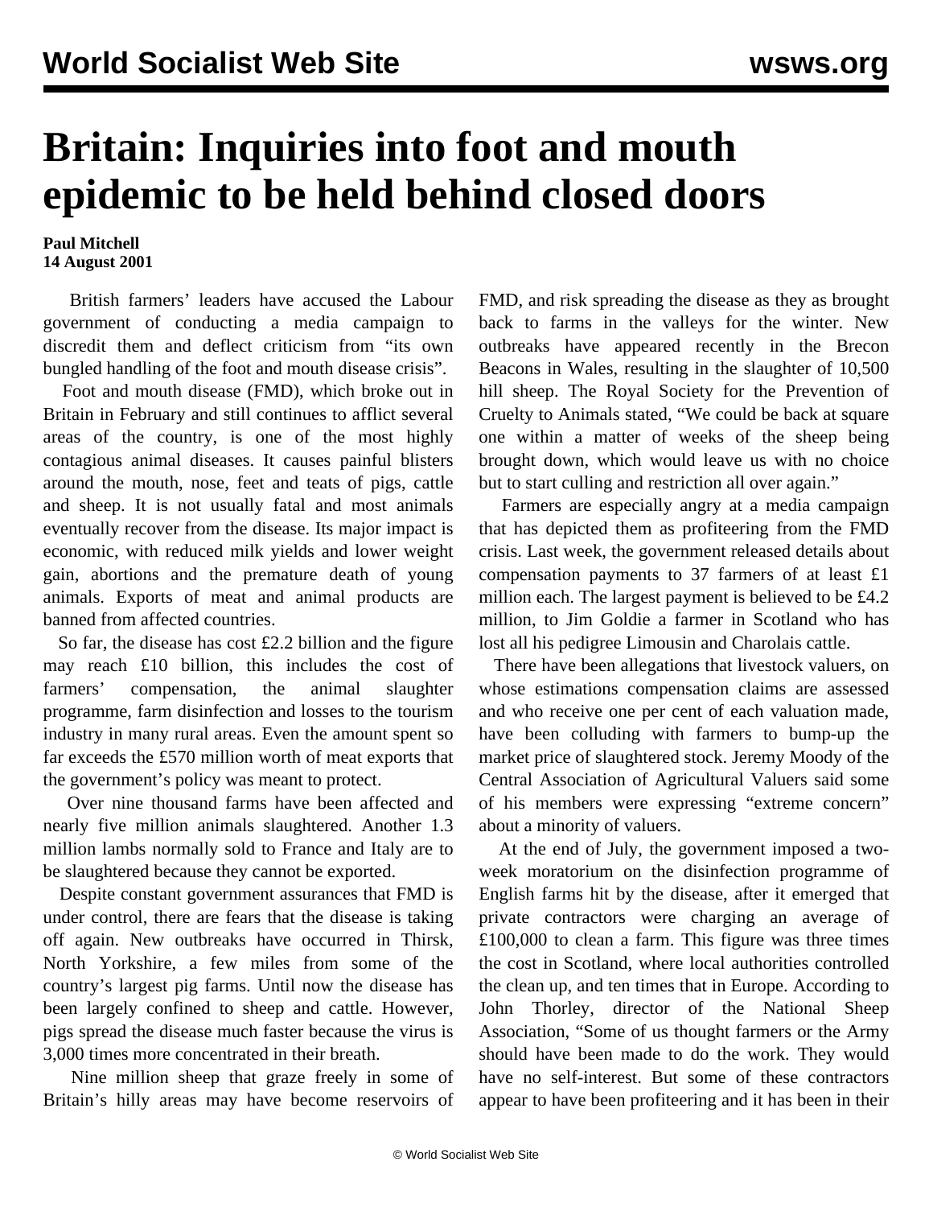# Britain: Inquiries into foot and mouth epidemic to be held behind closed doors

**Paul Mitchell**
**14 August 2001**

British farmers' leaders have accused the Labour government of conducting a media campaign to discredit them and deflect criticism from "its own bungled handling of the foot and mouth disease crisis".

Foot and mouth disease (FMD), which broke out in Britain in February and still continues to afflict several areas of the country, is one of the most highly contagious animal diseases. It causes painful blisters around the mouth, nose, feet and teats of pigs, cattle and sheep. It is not usually fatal and most animals eventually recover from the disease. Its major impact is economic, with reduced milk yields and lower weight gain, abortions and the premature death of young animals. Exports of meat and animal products are banned from affected countries.

So far, the disease has cost £2.2 billion and the figure may reach £10 billion, this includes the cost of farmers' compensation, the animal slaughter programme, farm disinfection and losses to the tourism industry in many rural areas. Even the amount spent so far exceeds the £570 million worth of meat exports that the government's policy was meant to protect.

Over nine thousand farms have been affected and nearly five million animals slaughtered. Another 1.3 million lambs normally sold to France and Italy are to be slaughtered because they cannot be exported.

Despite constant government assurances that FMD is under control, there are fears that the disease is taking off again. New outbreaks have occurred in Thirsk, North Yorkshire, a few miles from some of the country's largest pig farms. Until now the disease has been largely confined to sheep and cattle. However, pigs spread the disease much faster because the virus is 3,000 times more concentrated in their breath.

Nine million sheep that graze freely in some of Britain's hilly areas may have become reservoirs of FMD, and risk spreading the disease as they as brought back to farms in the valleys for the winter. New outbreaks have appeared recently in the Brecon Beacons in Wales, resulting in the slaughter of 10,500 hill sheep. The Royal Society for the Prevention of Cruelty to Animals stated, "We could be back at square one within a matter of weeks of the sheep being brought down, which would leave us with no choice but to start culling and restriction all over again."

Farmers are especially angry at a media campaign that has depicted them as profiteering from the FMD crisis. Last week, the government released details about compensation payments to 37 farmers of at least £1 million each. The largest payment is believed to be £4.2 million, to Jim Goldie a farmer in Scotland who has lost all his pedigree Limousin and Charolais cattle.

There have been allegations that livestock valuers, on whose estimations compensation claims are assessed and who receive one per cent of each valuation made, have been colluding with farmers to bump-up the market price of slaughtered stock. Jeremy Moody of the Central Association of Agricultural Valuers said some of his members were expressing "extreme concern" about a minority of valuers.

At the end of July, the government imposed a two-week moratorium on the disinfection programme of English farms hit by the disease, after it emerged that private contractors were charging an average of £100,000 to clean a farm. This figure was three times the cost in Scotland, where local authorities controlled the clean up, and ten times that in Europe. According to John Thorley, director of the National Sheep Association, "Some of us thought farmers or the Army should have been made to do the work. They would have no self-interest. But some of these contractors appear to have been profiteering and it has been in their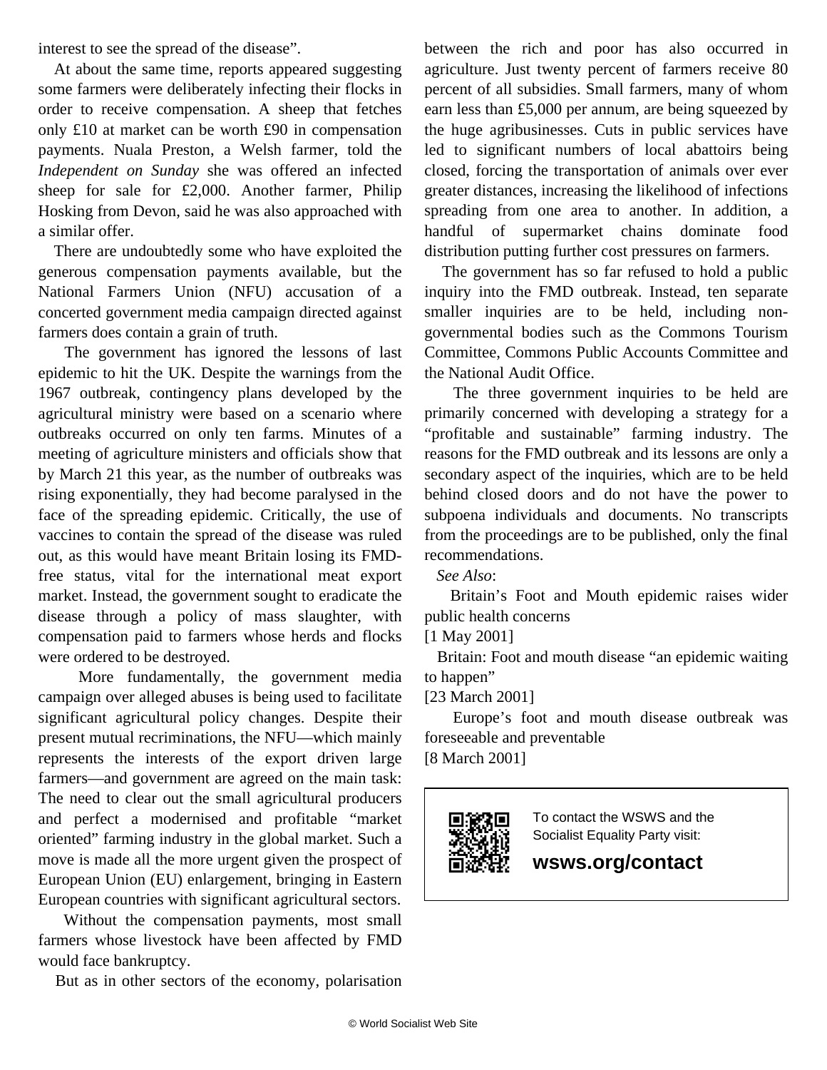interest to see the spread of the disease".

At about the same time, reports appeared suggesting some farmers were deliberately infecting their flocks in order to receive compensation. A sheep that fetches only £10 at market can be worth £90 in compensation payments. Nuala Preston, a Welsh farmer, told the *Independent on Sunday* she was offered an infected sheep for sale for £2,000. Another farmer, Philip Hosking from Devon, said he was also approached with a similar offer.

There are undoubtedly some who have exploited the generous compensation payments available, but the National Farmers Union (NFU) accusation of a concerted government media campaign directed against farmers does contain a grain of truth.

The government has ignored the lessons of last epidemic to hit the UK. Despite the warnings from the 1967 outbreak, contingency plans developed by the agricultural ministry were based on a scenario where outbreaks occurred on only ten farms. Minutes of a meeting of agriculture ministers and officials show that by March 21 this year, as the number of outbreaks was rising exponentially, they had become paralysed in the face of the spreading epidemic. Critically, the use of vaccines to contain the spread of the disease was ruled out, as this would have meant Britain losing its FMD-free status, vital for the international meat export market. Instead, the government sought to eradicate the disease through a policy of mass slaughter, with compensation paid to farmers whose herds and flocks were ordered to be destroyed.

More fundamentally, the government media campaign over alleged abuses is being used to facilitate significant agricultural policy changes. Despite their present mutual recriminations, the NFU—which mainly represents the interests of the export driven large farmers—and government are agreed on the main task: The need to clear out the small agricultural producers and perfect a modernised and profitable "market oriented" farming industry in the global market. Such a move is made all the more urgent given the prospect of European Union (EU) enlargement, bringing in Eastern European countries with significant agricultural sectors.

Without the compensation payments, most small farmers whose livestock have been affected by FMD would face bankruptcy.

But as in other sectors of the economy, polarisation between the rich and poor has also occurred in agriculture. Just twenty percent of farmers receive 80 percent of all subsidies. Small farmers, many of whom earn less than £5,000 per annum, are being squeezed by the huge agribusinesses. Cuts in public services have led to significant numbers of local abattoirs being closed, forcing the transportation of animals over ever greater distances, increasing the likelihood of infections spreading from one area to another. In addition, a handful of supermarket chains dominate food distribution putting further cost pressures on farmers.

The government has so far refused to hold a public inquiry into the FMD outbreak. Instead, ten separate smaller inquiries are to be held, including non-governmental bodies such as the Commons Tourism Committee, Commons Public Accounts Committee and the National Audit Office.

The three government inquiries to be held are primarily concerned with developing a strategy for a "profitable and sustainable" farming industry. The reasons for the FMD outbreak and its lessons are only a secondary aspect of the inquiries, which are to be held behind closed doors and do not have the power to subpoena individuals and documents. No transcripts from the proceedings are to be published, only the final recommendations.

*See Also*:

Britain's Foot and Mouth epidemic raises wider public health concerns
[1 May 2001]

Britain: Foot and mouth disease "an epidemic waiting to happen"
[23 March 2001]

Europe's foot and mouth disease outbreak was foreseeable and preventable
[8 March 2001]

To contact the WSWS and the Socialist Equality Party visit:

**wsws.org/contact**